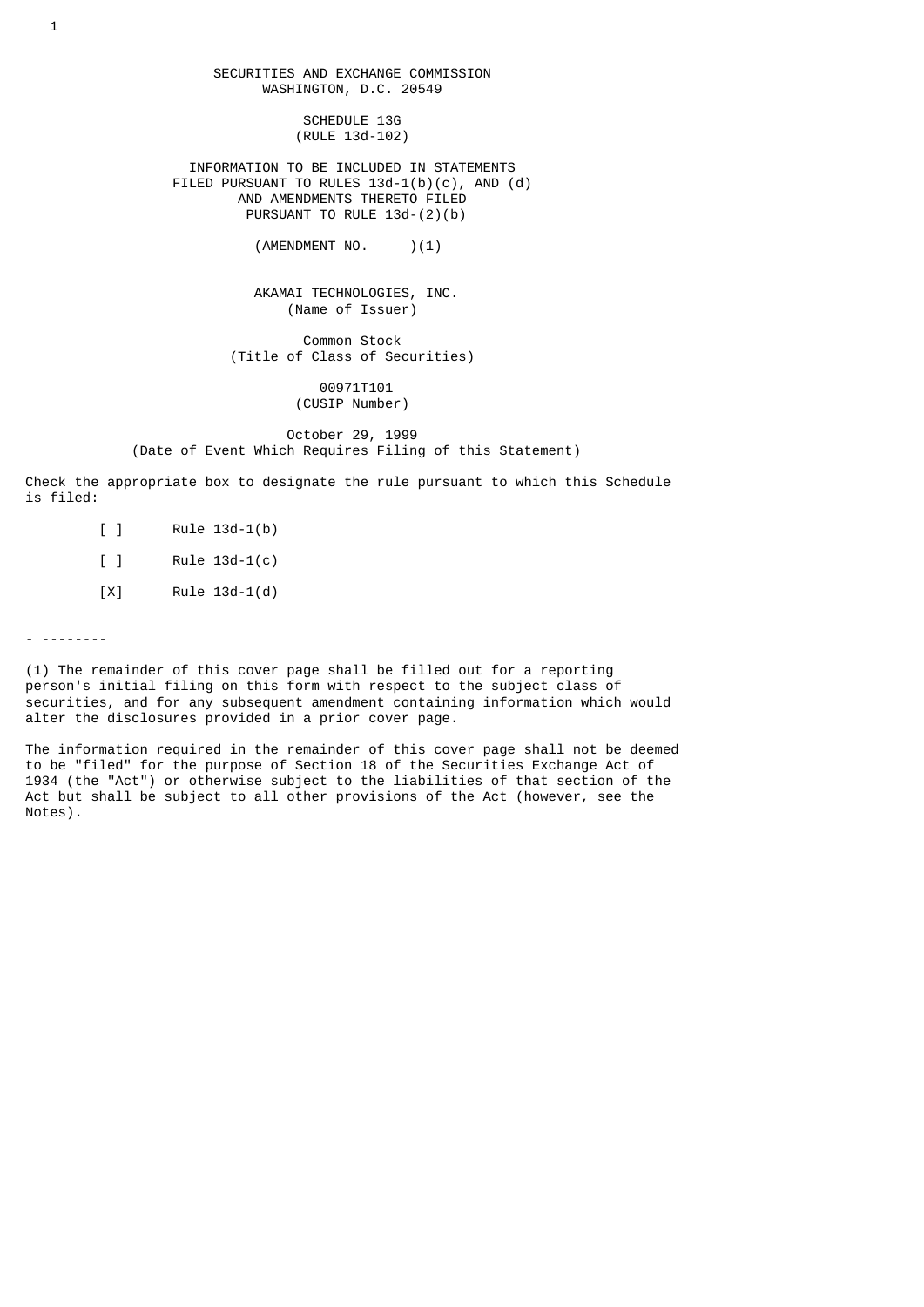SECURITIES AND EXCHANGE COMMISSION
WASHINGTON, D.C. 20549

SCHEDULE 13G
(RULE 13d-102)

INFORMATION TO BE INCLUDED IN STATEMENTS
FILED PURSUANT TO RULES 13d-1(b)(c), AND (d)
AND AMENDMENTS THERETO FILED
PURSUANT TO RULE 13d-(2)(b)

(AMENDMENT NO. )(1)

AKAMAI TECHNOLOGIES, INC.
(Name of Issuer)

Common Stock
(Title of Class of Securities)

00971T101
(CUSIP Number)

October 29, 1999
(Date of Event Which Requires Filing of this Statement)

Check the appropriate box to designate the rule pursuant to which this Schedule is filed:

[ ] Rule 13d-1(b)

[ ] Rule 13d-1(c)

[X] Rule 13d-1(d)

- --------

(1) The remainder of this cover page shall be filled out for a reporting person's initial filing on this form with respect to the subject class of securities, and for any subsequent amendment containing information which would alter the disclosures provided in a prior cover page.

The information required in the remainder of this cover page shall not be deemed to be "filed" for the purpose of Section 18 of the Securities Exchange Act of 1934 (the "Act") or otherwise subject to the liabilities of that section of the Act but shall be subject to all other provisions of the Act (however, see the Notes).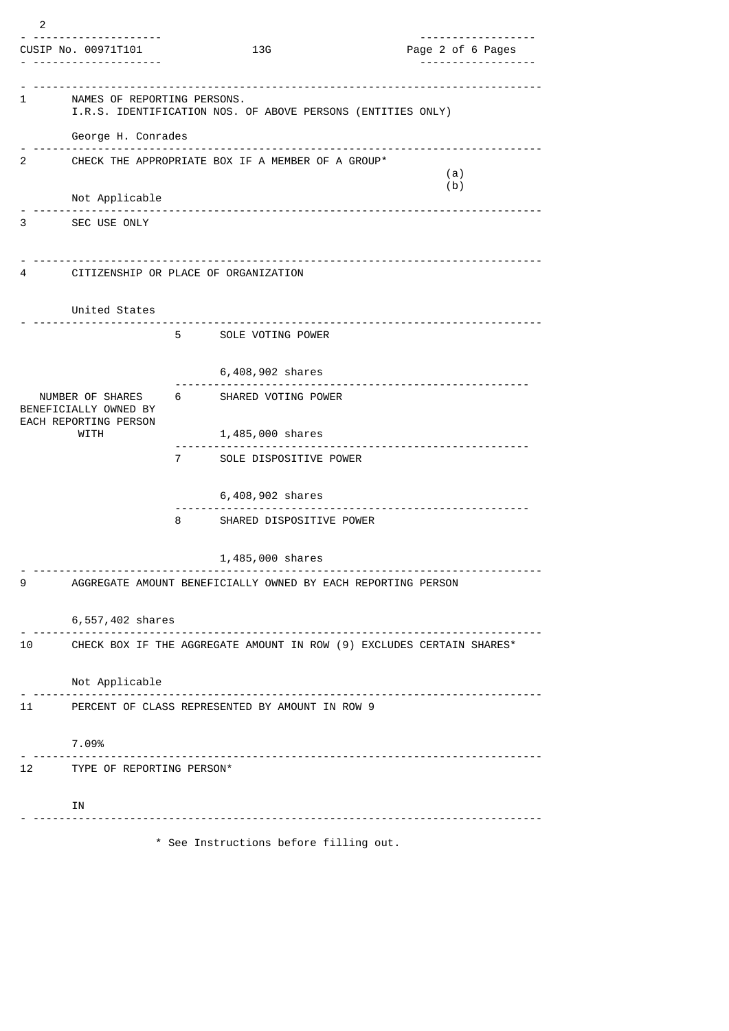| CUSIP No. 00971T101 | 13G | |
|---|---|---|

| | | |
|---|---|---|
| 1 | NAMES OF REPORTING PERSONS. I.R.S. IDENTIFICATION NOS. OF ABOVE PERSONS (ENTITIES ONLY)<br><br>George H. Conrades | |
| 2 | CHECK THE APPROPRIATE BOX IF A MEMBER OF A GROUP*<br><br>Not Applicable | (a)<br>(b) |
| 3 | SEC USE ONLY | |
| 4 | CITIZENSHIP OR PLACE OF ORGANIZATION<br><br>United States | |

| NUMBER OF SHARES BENEFICIALLY OWNED BY EACH REPORTING PERSON WITH | | |
|---|---|---|
| | 5 | SOLE VOTING POWER<br><br>6,408,902 shares |
| | 6 | SHARED VOTING POWER<br><br>1,485,000 shares |
| | 7 | SOLE DISPOSITIVE POWER<br><br>6,408,902 shares |
| | 8 | SHARED DISPOSITIVE POWER<br><br>1,485,000 shares |

| | |
|---|---|
| 9 | AGGREGATE AMOUNT BENEFICIALLY OWNED BY EACH REPORTING PERSON<br><br>6,557,402 shares |
| 10 | CHECK BOX IF THE AGGREGATE AMOUNT IN ROW (9) EXCLUDES CERTAIN SHARES*<br><br>Not Applicable |
| 11 | PERCENT OF CLASS REPRESENTED BY AMOUNT IN ROW 9<br><br>7.09% |
| 12 | TYPE OF REPORTING PERSON*<br><br>IN |

* See Instructions before filling out.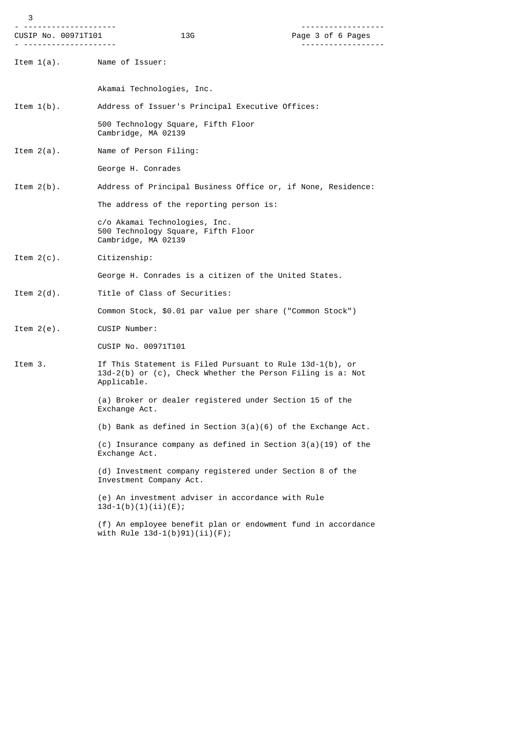Item 1(a). Name of Issuer:

Akamai Technologies, Inc.

Item 1(b). Address of Issuer's Principal Executive Offices:

500 Technology Square, Fifth Floor
Cambridge, MA 02139

Item 2(a). Name of Person Filing:

George H. Conrades

Item 2(b). Address of Principal Business Office or, if None, Residence:

The address of the reporting person is:

c/o Akamai Technologies, Inc.
500 Technology Square, Fifth Floor
Cambridge, MA 02139

Item 2(c). Citizenship:

George H. Conrades is a citizen of the United States.

Item 2(d). Title of Class of Securities:

Common Stock, $0.01 par value per share ("Common Stock")

Item 2(e). CUSIP Number:

CUSIP No. 00971T101

Item 3. If This Statement is Filed Pursuant to Rule 13d-1(b), or 13d-2(b) or (c), Check Whether the Person Filing is a: Not Applicable.

(a) Broker or dealer registered under Section 15 of the Exchange Act.

(b) Bank as defined in Section 3(a)(6) of the Exchange Act.

(c) Insurance company as defined in Section 3(a)(19) of the Exchange Act.

(d) Investment company registered under Section 8 of the Investment Company Act.

(e) An investment adviser in accordance with Rule 13d-1(b)(1)(ii)(E);

(f) An employee benefit plan or endowment fund in accordance with Rule 13d-1(b)91)(ii)(F);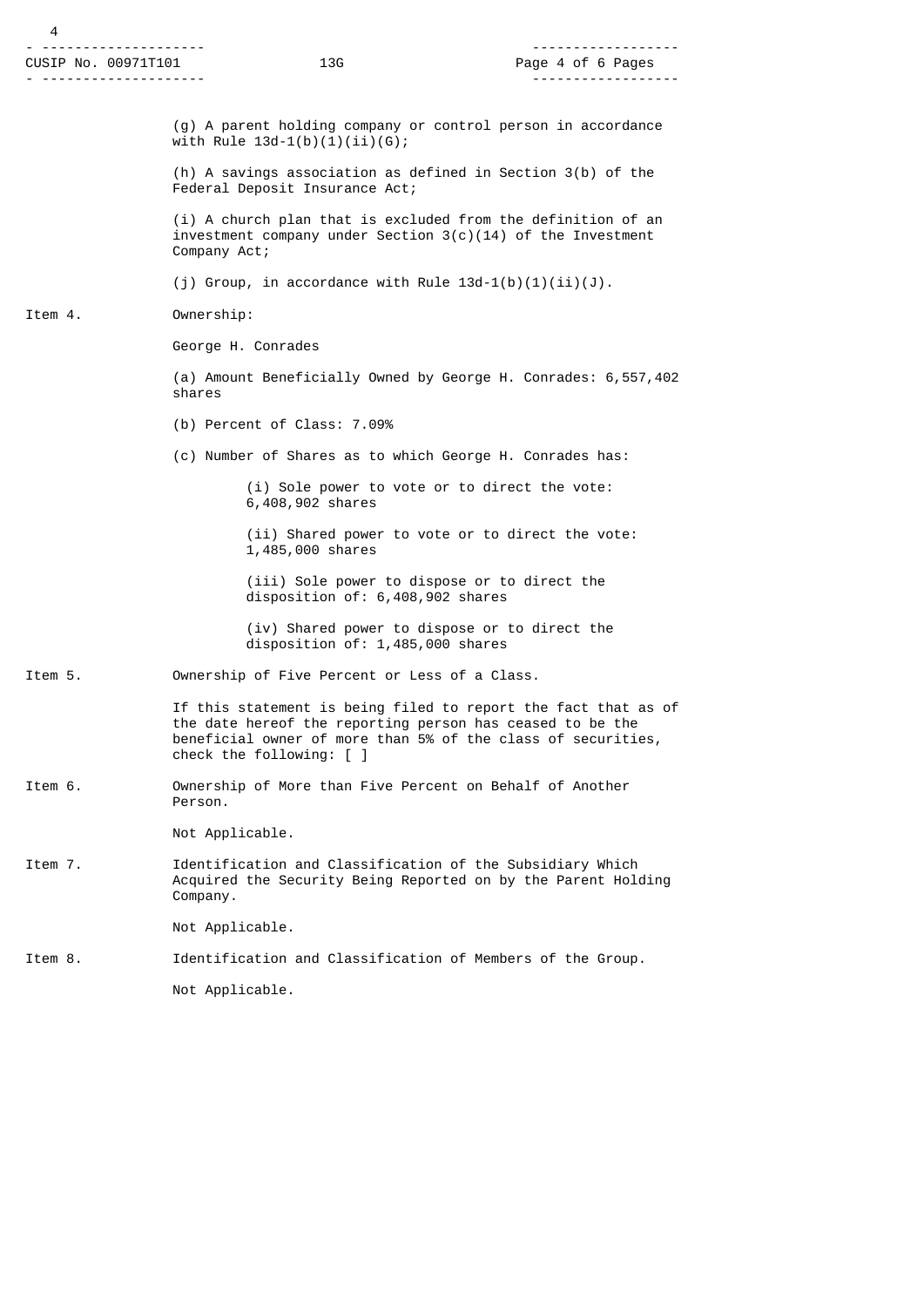(g) A parent holding company or control person in accordance with Rule 13d-1(b)(1)(ii)(G);

(h) A savings association as defined in Section 3(b) of the Federal Deposit Insurance Act;

(i) A church plan that is excluded from the definition of an investment company under Section 3(c)(14) of the Investment Company Act;

(j) Group, in accordance with Rule 13d-1(b)(1)(ii)(J).

Item 4. Ownership:

George H. Conrades

(a) Amount Beneficially Owned by George H. Conrades: 6,557,402 shares

(b) Percent of Class: 7.09%

(c) Number of Shares as to which George H. Conrades has:

(i) Sole power to vote or to direct the vote: 6,408,902 shares

(ii) Shared power to vote or to direct the vote: 1,485,000 shares

(iii) Sole power to dispose or to direct the disposition of: 6,408,902 shares

(iv) Shared power to dispose or to direct the disposition of: 1,485,000 shares

Item 5. Ownership of Five Percent or Less of a Class.

If this statement is being filed to report the fact that as of the date hereof the reporting person has ceased to be the beneficial owner of more than 5% of the class of securities, check the following: [ ]

Item 6. Ownership of More than Five Percent on Behalf of Another Person.

Not Applicable.

Item 7. Identification and Classification of the Subsidiary Which Acquired the Security Being Reported on by the Parent Holding Company.

Not Applicable.

Item 8. Identification and Classification of Members of the Group.

Not Applicable.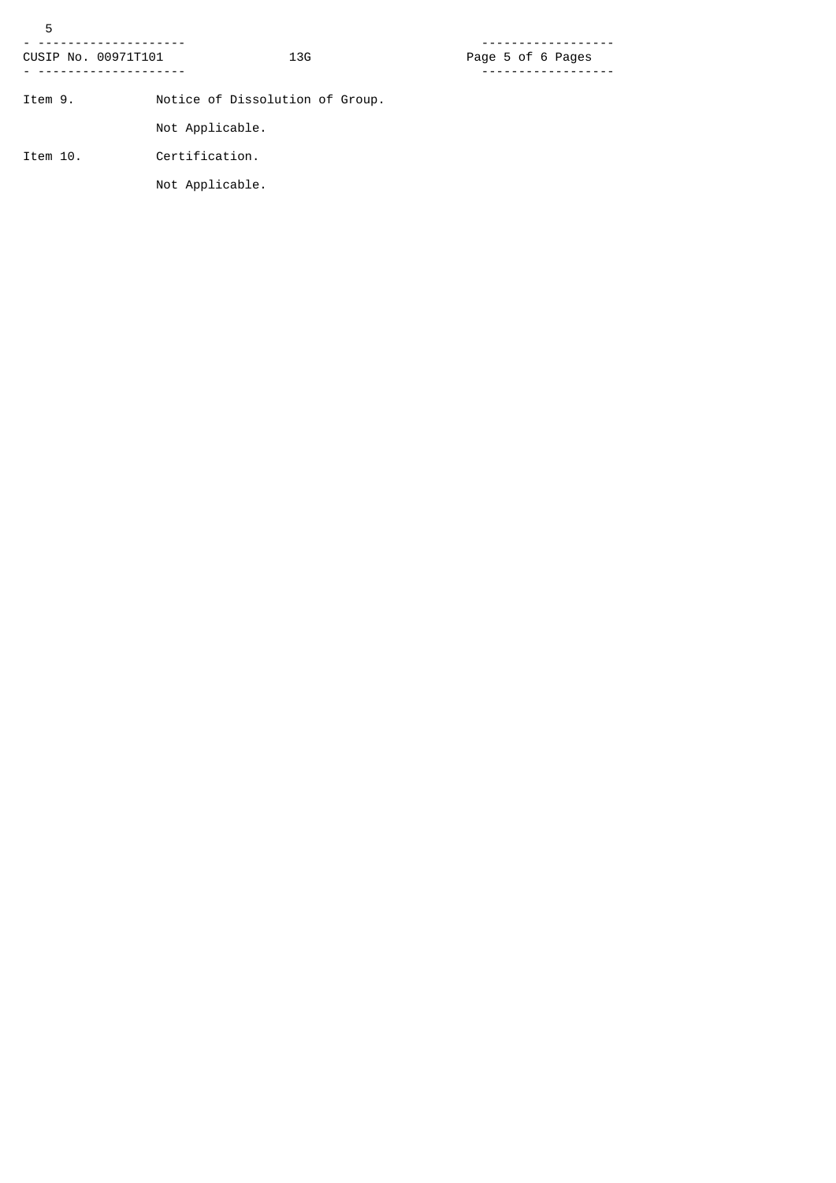Item 9. Notice of Dissolution of Group.

Not Applicable.

Item 10. Certification.

Not Applicable.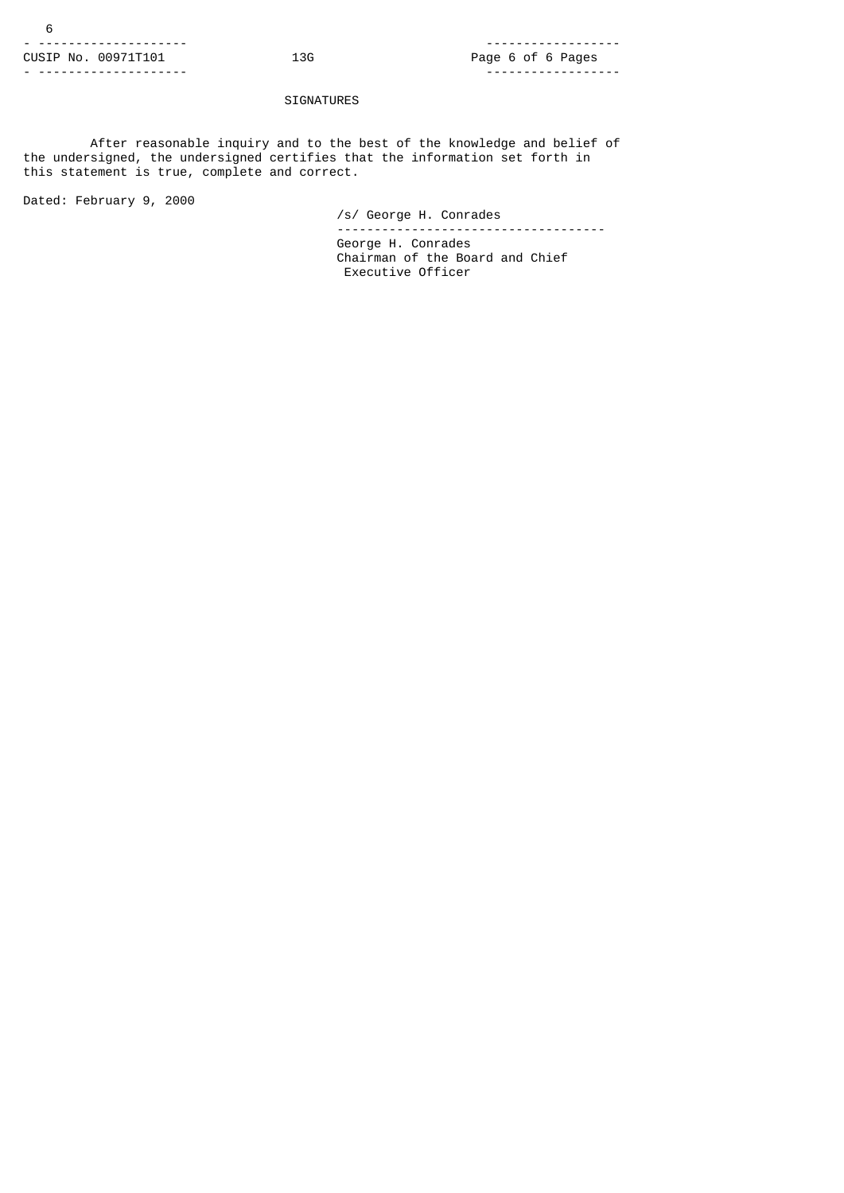## SIGNATURES

After reasonable inquiry and to the best of the knowledge and belief of the undersigned, the undersigned certifies that the information set forth in this statement is true, complete and correct.

Dated: February 9, 2000

/s/ George H. Conrades

George H. Conrades
Chairman of the Board and Chief Executive Officer